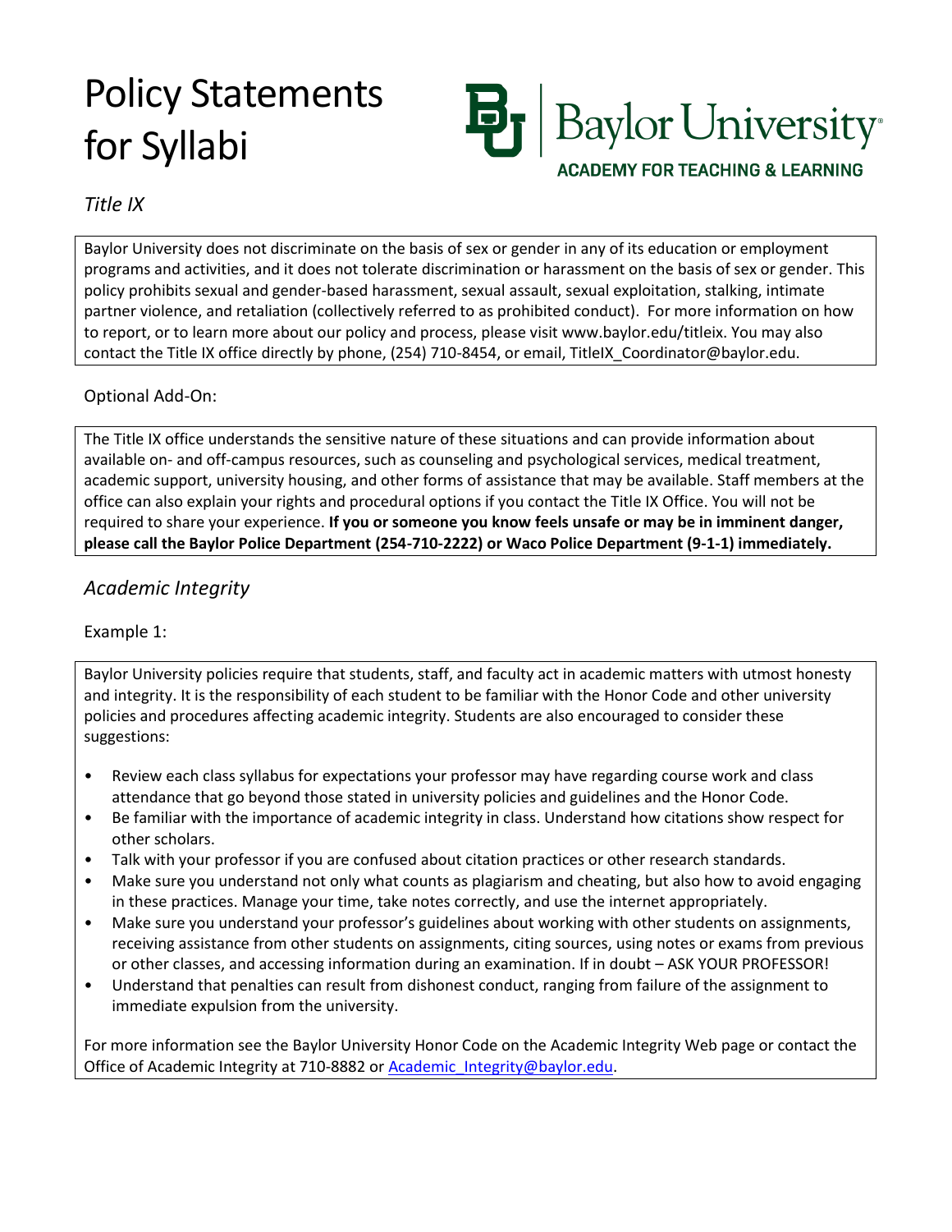# Policy Statements for Syllabi

Baylor University
ACADEMY FOR TEACHING & LEARNING

## *Title IX*

Baylor University does not discriminate on the basis of sex or gender in any of its education or employment programs and activities, and it does not tolerate discrimination or harassment on the basis of sex or gender. This policy prohibits sexual and gender-based harassment, sexual assault, sexual exploitation, stalking, intimate partner violence, and retaliation (collectively referred to as prohibited conduct). For more information on how to report, or to learn more about our policy and process, please visit www.baylor.edu/titleix. You may also contact the Title IX office directly by phone, (254) 710-8454, or email, TitleIX_Coordinator@baylor.edu.

Optional Add-On:

The Title IX office understands the sensitive nature of these situations and can provide information about available on- and off-campus resources, such as counseling and psychological services, medical treatment, academic support, university housing, and other forms of assistance that may be available. Staff members at the office can also explain your rights and procedural options if you contact the Title IX Office. You will not be required to share your experience. **If you or someone you know feels unsafe or may be in imminent danger, please call the Baylor Police Department (254-710-2222) or Waco Police Department (9-1-1) immediately.**

## *Academic Integrity*

Example 1:

Baylor University policies require that students, staff, and faculty act in academic matters with utmost honesty and integrity. It is the responsibility of each student to be familiar with the Honor Code and other university policies and procedures affecting academic integrity. Students are also encouraged to consider these suggestions:

- Review each class syllabus for expectations your professor may have regarding course work and class attendance that go beyond those stated in university policies and guidelines and the Honor Code.
- Be familiar with the importance of academic integrity in class. Understand how citations show respect for other scholars.
- Talk with your professor if you are confused about citation practices or other research standards.
- Make sure you understand not only what counts as plagiarism and cheating, but also how to avoid engaging in these practices. Manage your time, take notes correctly, and use the internet appropriately.
- Make sure you understand your professor's guidelines about working with other students on assignments, receiving assistance from other students on assignments, citing sources, using notes or exams from previous or other classes, and accessing information during an examination. If in doubt – ASK YOUR PROFESSOR!
- Understand that penalties can result from dishonest conduct, ranging from failure of the assignment to immediate expulsion from the university.

For more information see the Baylor University Honor Code on the Academic Integrity Web page or contact the Office of Academic Integrity at 710-8882 or Academic_Integrity@baylor.edu.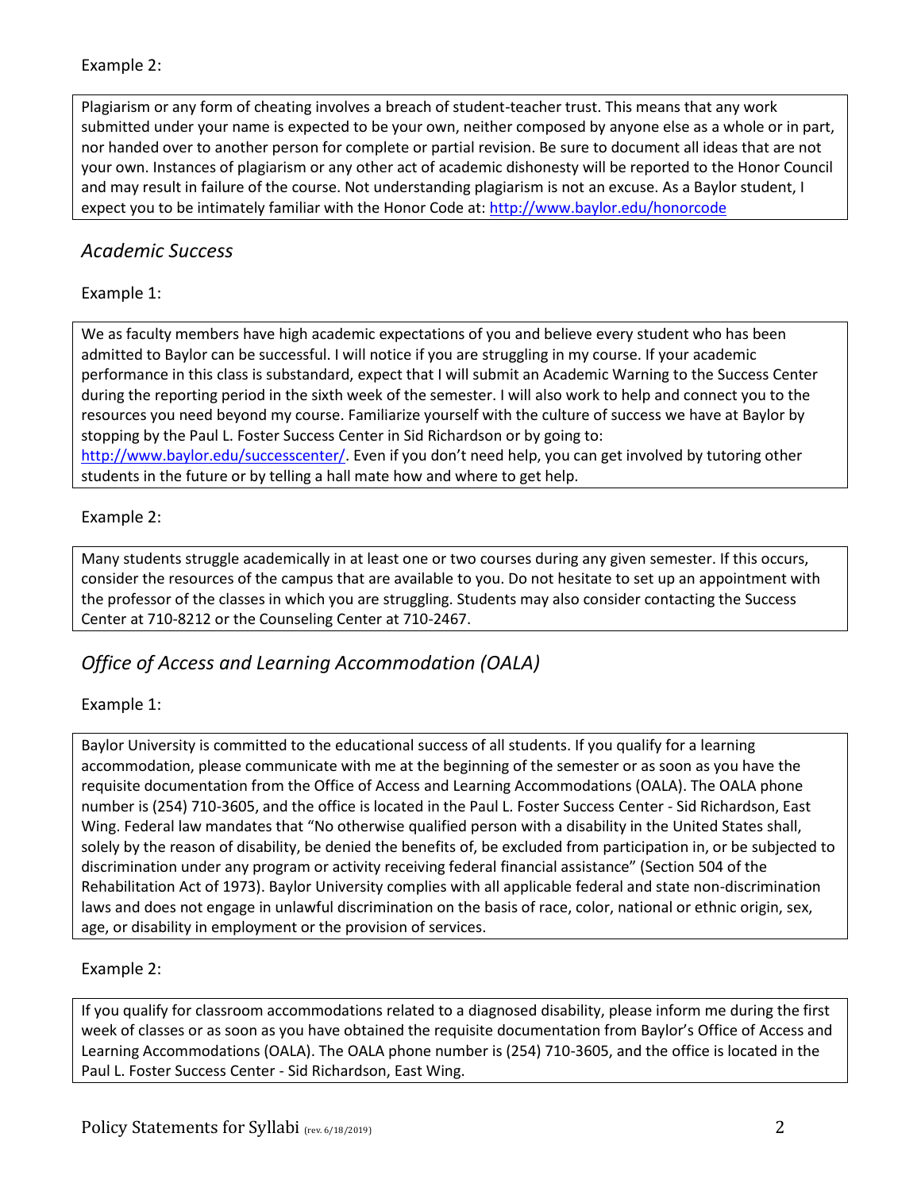Example 2:

Plagiarism or any form of cheating involves a breach of student-teacher trust. This means that any work submitted under your name is expected to be your own, neither composed by anyone else as a whole or in part, nor handed over to another person for complete or partial revision. Be sure to document all ideas that are not your own. Instances of plagiarism or any other act of academic dishonesty will be reported to the Honor Council and may result in failure of the course. Not understanding plagiarism is not an excuse. As a Baylor student, I expect you to be intimately familiar with the Honor Code at: [http://www.baylor.edu/honorcode](http://www.baylor.edu/honorcode)

## *Academic Success*

Example 1:

We as faculty members have high academic expectations of you and believe every student who has been admitted to Baylor can be successful. I will notice if you are struggling in my course. If your academic performance in this class is substandard, expect that I will submit an Academic Warning to the Success Center during the reporting period in the sixth week of the semester. I will also work to help and connect you to the resources you need beyond my course. Familiarize yourself with the culture of success we have at Baylor by stopping by the Paul L. Foster Success Center in Sid Richardson or by going to: [http://www.baylor.edu/successcenter/](http://www.baylor.edu/successcenter/). Even if you don't need help, you can get involved by tutoring other students in the future or by telling a hall mate how and where to get help.

Example 2:

Many students struggle academically in at least one or two courses during any given semester. If this occurs, consider the resources of the campus that are available to you. Do not hesitate to set up an appointment with the professor of the classes in which you are struggling. Students may also consider contacting the Success Center at 710-8212 or the Counseling Center at 710-2467.

## *Office of Access and Learning Accommodation (OALA)*

Example 1:

Baylor University is committed to the educational success of all students. If you qualify for a learning accommodation, please communicate with me at the beginning of the semester or as soon as you have the requisite documentation from the Office of Access and Learning Accommodations (OALA). The OALA phone number is (254) 710-3605, and the office is located in the Paul L. Foster Success Center - Sid Richardson, East Wing. Federal law mandates that "No otherwise qualified person with a disability in the United States shall, solely by the reason of disability, be denied the benefits of, be excluded from participation in, or be subjected to discrimination under any program or activity receiving federal financial assistance" (Section 504 of the Rehabilitation Act of 1973). Baylor University complies with all applicable federal and state non-discrimination laws and does not engage in unlawful discrimination on the basis of race, color, national or ethnic origin, sex, age, or disability in employment or the provision of services.

Example 2:

If you qualify for classroom accommodations related to a diagnosed disability, please inform me during the first week of classes or as soon as you have obtained the requisite documentation from Baylor's Office of Access and Learning Accommodations (OALA). The OALA phone number is (254) 710-3605, and the office is located in the Paul L. Foster Success Center - Sid Richardson, East Wing.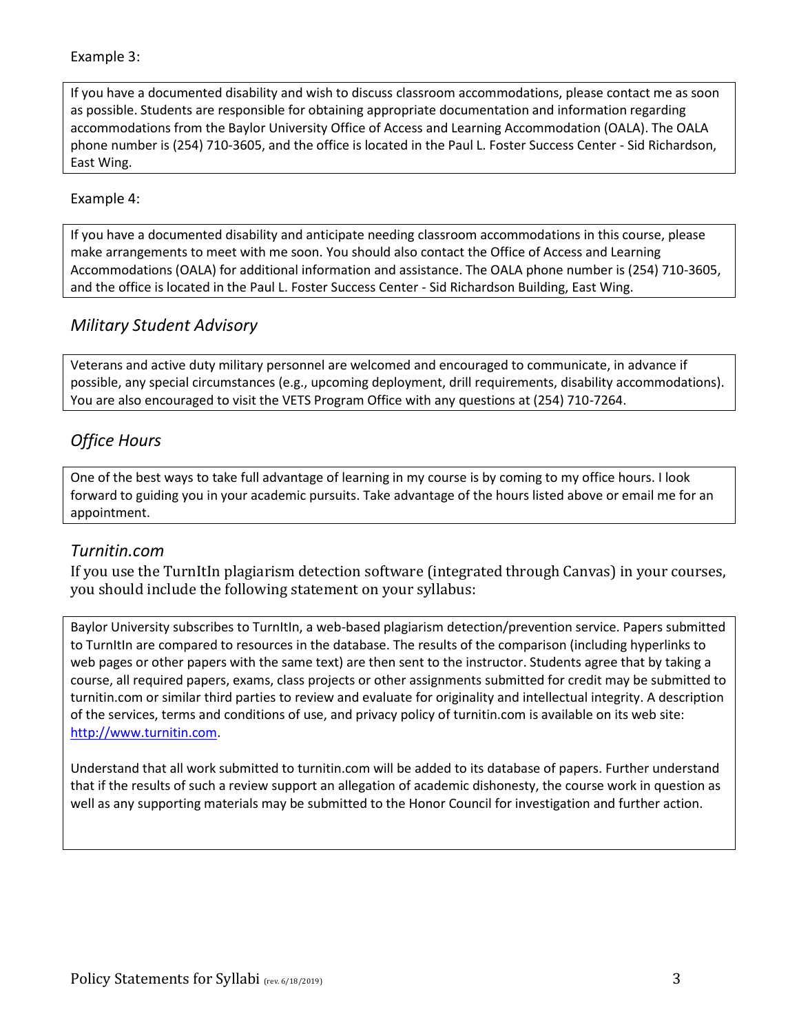Example 3:

If you have a documented disability and wish to discuss classroom accommodations, please contact me as soon as possible. Students are responsible for obtaining appropriate documentation and information regarding accommodations from the Baylor University Office of Access and Learning Accommodation (OALA). The OALA phone number is (254) 710-3605, and the office is located in the Paul L. Foster Success Center - Sid Richardson, East Wing.

Example 4:

If you have a documented disability and anticipate needing classroom accommodations in this course, please make arrangements to meet with me soon. You should also contact the Office of Access and Learning Accommodations (OALA) for additional information and assistance. The OALA phone number is (254) 710-3605, and the office is located in the Paul L. Foster Success Center - Sid Richardson Building, East Wing.

## *Military Student Advisory*

Veterans and active duty military personnel are welcomed and encouraged to communicate, in advance if possible, any special circumstances (e.g., upcoming deployment, drill requirements, disability accommodations). You are also encouraged to visit the VETS Program Office with any questions at (254) 710-7264.

## *Office Hours*

One of the best ways to take full advantage of learning in my course is by coming to my office hours. I look forward to guiding you in your academic pursuits. Take advantage of the hours listed above or email me for an appointment.

## *Turnitin.com*

If you use the TurnItIn plagiarism detection software (integrated through Canvas) in your courses, you should include the following statement on your syllabus:

Baylor University subscribes to TurnItIn, a web-based plagiarism detection/prevention service. Papers submitted to TurnItIn are compared to resources in the database. The results of the comparison (including hyperlinks to web pages or other papers with the same text) are then sent to the instructor. Students agree that by taking a course, all required papers, exams, class projects or other assignments submitted for credit may be submitted to turnitin.com or similar third parties to review and evaluate for originality and intellectual integrity. A description of the services, terms and conditions of use, and privacy policy of turnitin.com is available on its web site: http://www.turnitin.com.

Understand that all work submitted to turnitin.com will be added to its database of papers. Further understand that if the results of such a review support an allegation of academic dishonesty, the course work in question as well as any supporting materials may be submitted to the Honor Council for investigation and further action.